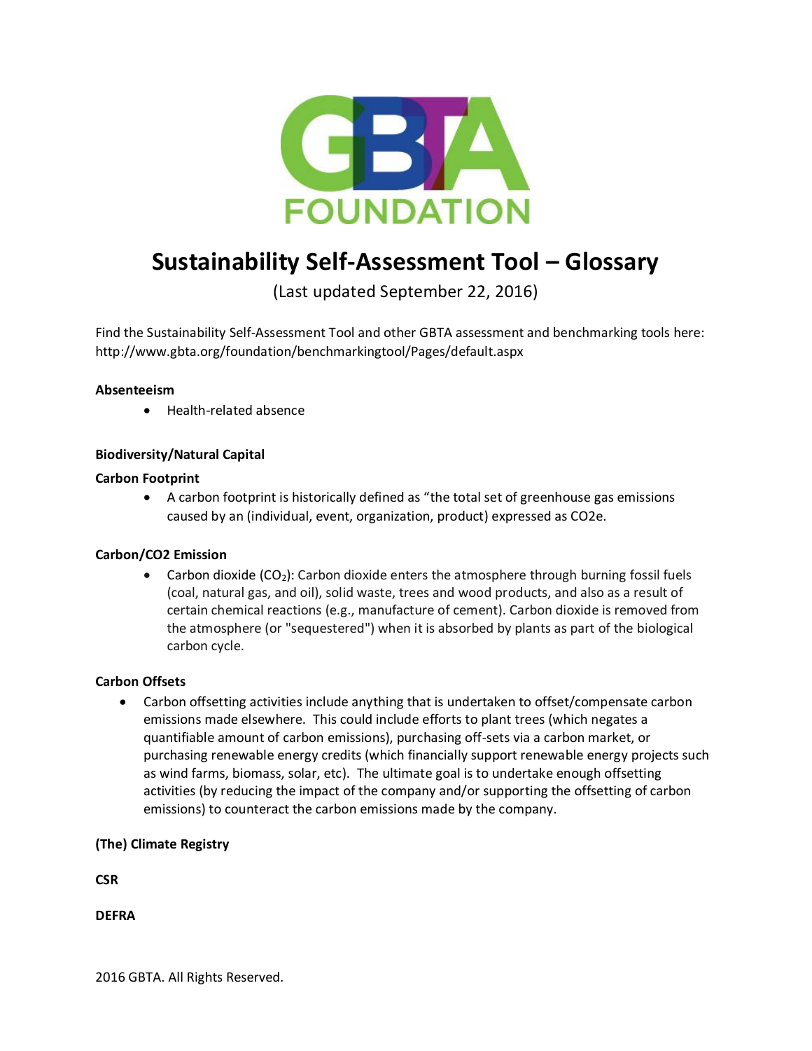GBTA FOUNDATION

# Sustainability Self-Assessment Tool – Glossary

(Last updated September 22, 2016)

Find the Sustainability Self-Assessment Tool and other GBTA assessment and benchmarking tools here: http://www.gbta.org/foundation/benchmarkingtool/Pages/default.aspx

**Absenteeism**

- Health-related absence

**Biodiversity/Natural Capital**

**Carbon Footprint**

- A carbon footprint is historically defined as "the total set of greenhouse gas emissions caused by an (individual, event, organization, product) expressed as CO2e.

**Carbon/CO2 Emission**

- Carbon dioxide ($CO_2$): Carbon dioxide enters the atmosphere through burning fossil fuels (coal, natural gas, and oil), solid waste, trees and wood products, and also as a result of certain chemical reactions (e.g., manufacture of cement). Carbon dioxide is removed from the atmosphere (or "sequestered") when it is absorbed by plants as part of the biological carbon cycle.

**Carbon Offsets**

- Carbon offsetting activities include anything that is undertaken to offset/compensate carbon emissions made elsewhere. This could include efforts to plant trees (which negates a quantifiable amount of carbon emissions), purchasing off-sets via a carbon market, or purchasing renewable energy credits (which financially support renewable energy projects such as wind farms, biomass, solar, etc). The ultimate goal is to undertake enough offsetting activities (by reducing the impact of the company and/or supporting the offsetting of carbon emissions) to counteract the carbon emissions made by the company.

**(The) Climate Registry**

**CSR**

**DEFRA**

2016 GBTA. All Rights Reserved.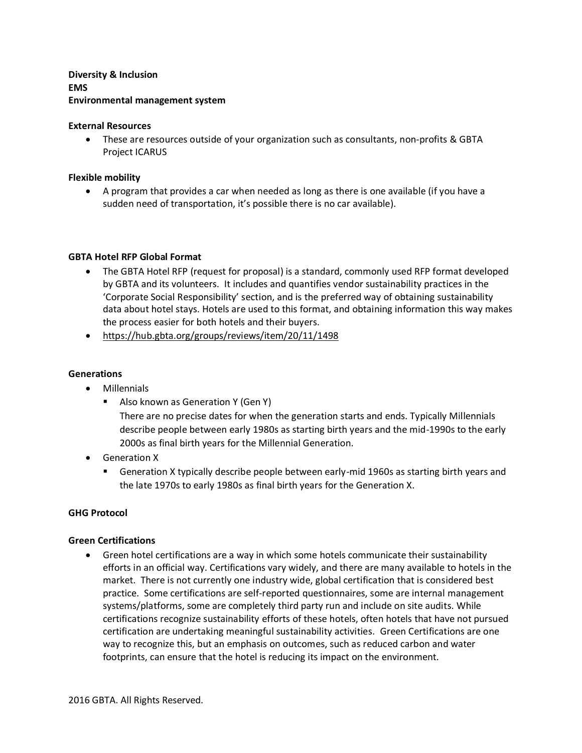**Diversity & Inclusion**
**EMS**
**Environmental management system**

**External Resources**

- These are resources outside of your organization such as consultants, non-profits & GBTA Project ICARUS

**Flexible mobility**

- A program that provides a car when needed as long as there is one available (if you have a sudden need of transportation, it's possible there is no car available).

**GBTA Hotel RFP Global Format**

- The GBTA Hotel RFP (request for proposal) is a standard, commonly used RFP format developed by GBTA and its volunteers. It includes and quantifies vendor sustainability practices in the 'Corporate Social Responsibility' section, and is the preferred way of obtaining sustainability data about hotel stays. Hotels are used to this format, and obtaining information this way makes the process easier for both hotels and their buyers.
- https://hub.gbta.org/groups/reviews/item/20/11/1498

**Generations**

- Millennials
  - Also known as Generation Y (Gen Y)
    There are no precise dates for when the generation starts and ends. Typically Millennials describe people between early 1980s as starting birth years and the mid-1990s to the early 2000s as final birth years for the Millennial Generation.
- Generation X
  - Generation X typically describe people between early-mid 1960s as starting birth years and the late 1970s to early 1980s as final birth years for the Generation X.

**GHG Protocol**

**Green Certifications**

- Green hotel certifications are a way in which some hotels communicate their sustainability efforts in an official way. Certifications vary widely, and there are many available to hotels in the market. There is not currently one industry wide, global certification that is considered best practice. Some certifications are self-reported questionnaires, some are internal management systems/platforms, some are completely third party run and include on site audits. While certifications recognize sustainability efforts of these hotels, often hotels that have not pursued certification are undertaking meaningful sustainability activities. Green Certifications are one way to recognize this, but an emphasis on outcomes, such as reduced carbon and water footprints, can ensure that the hotel is reducing its impact on the environment.

2016 GBTA. All Rights Reserved.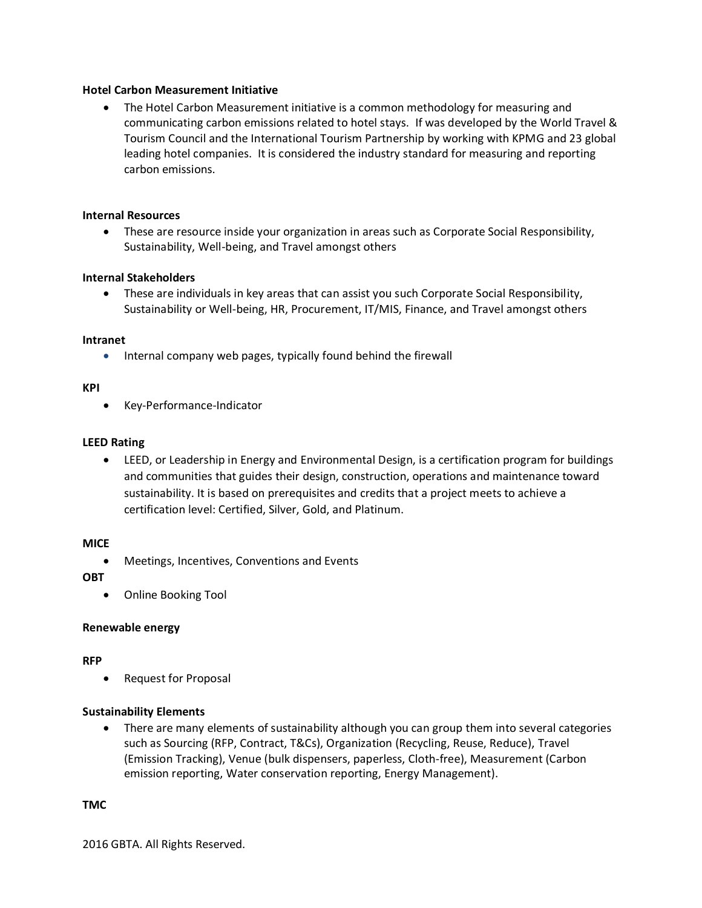**Hotel Carbon Measurement Initiative**

- The Hotel Carbon Measurement initiative is a common methodology for measuring and communicating carbon emissions related to hotel stays. If was developed by the World Travel & Tourism Council and the International Tourism Partnership by working with KPMG and 23 global leading hotel companies. It is considered the industry standard for measuring and reporting carbon emissions.

**Internal Resources**

- These are resource inside your organization in areas such as Corporate Social Responsibility, Sustainability, Well-being, and Travel amongst others

**Internal Stakeholders**

- These are individuals in key areas that can assist you such Corporate Social Responsibility, Sustainability or Well-being, HR, Procurement, IT/MIS, Finance, and Travel amongst others

**Intranet**

- Internal company web pages, typically found behind the firewall

**KPI**

- Key-Performance-Indicator

**LEED Rating**

- LEED, or Leadership in Energy and Environmental Design, is a certification program for buildings and communities that guides their design, construction, operations and maintenance toward sustainability. It is based on prerequisites and credits that a project meets to achieve a certification level: Certified, Silver, Gold, and Platinum.

**MICE**

- Meetings, Incentives, Conventions and Events

**OBT**

- Online Booking Tool

**Renewable energy**

**RFP**

- Request for Proposal

**Sustainability Elements**

- There are many elements of sustainability although you can group them into several categories such as Sourcing (RFP, Contract, T&Cs), Organization (Recycling, Reuse, Reduce), Travel (Emission Tracking), Venue (bulk dispensers, paperless, Cloth-free), Measurement (Carbon emission reporting, Water conservation reporting, Energy Management).

**TMC**

2016 GBTA. All Rights Reserved.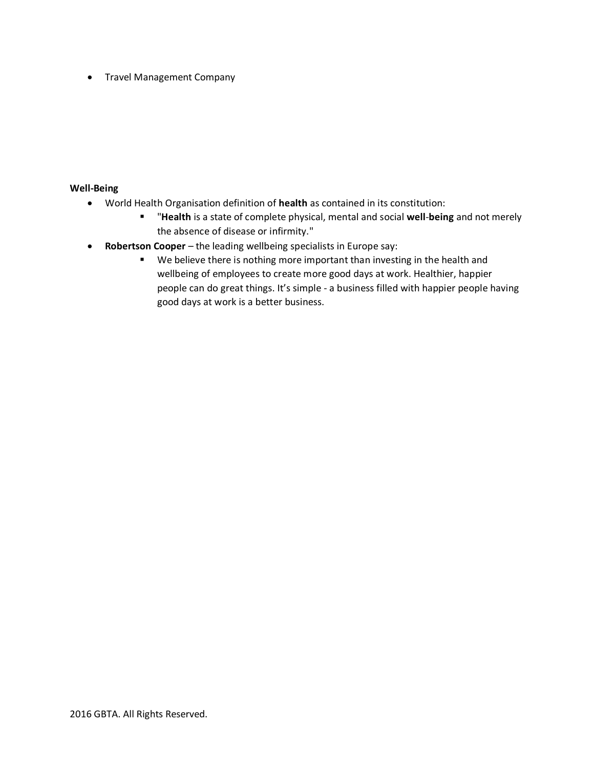- Travel Management Company

**Well-Being**

- World Health Organisation definition of **health** as contained in its constitution:
  - "**Health** is a state of complete physical, mental and social **well**-**being** and not merely the absence of disease or infirmity."
- **Robertson Cooper** – the leading wellbeing specialists in Europe say:
  - We believe there is nothing more important than investing in the health and wellbeing of employees to create more good days at work. Healthier, happier people can do great things. It's simple - a business filled with happier people having good days at work is a better business.

2016 GBTA. All Rights Reserved.